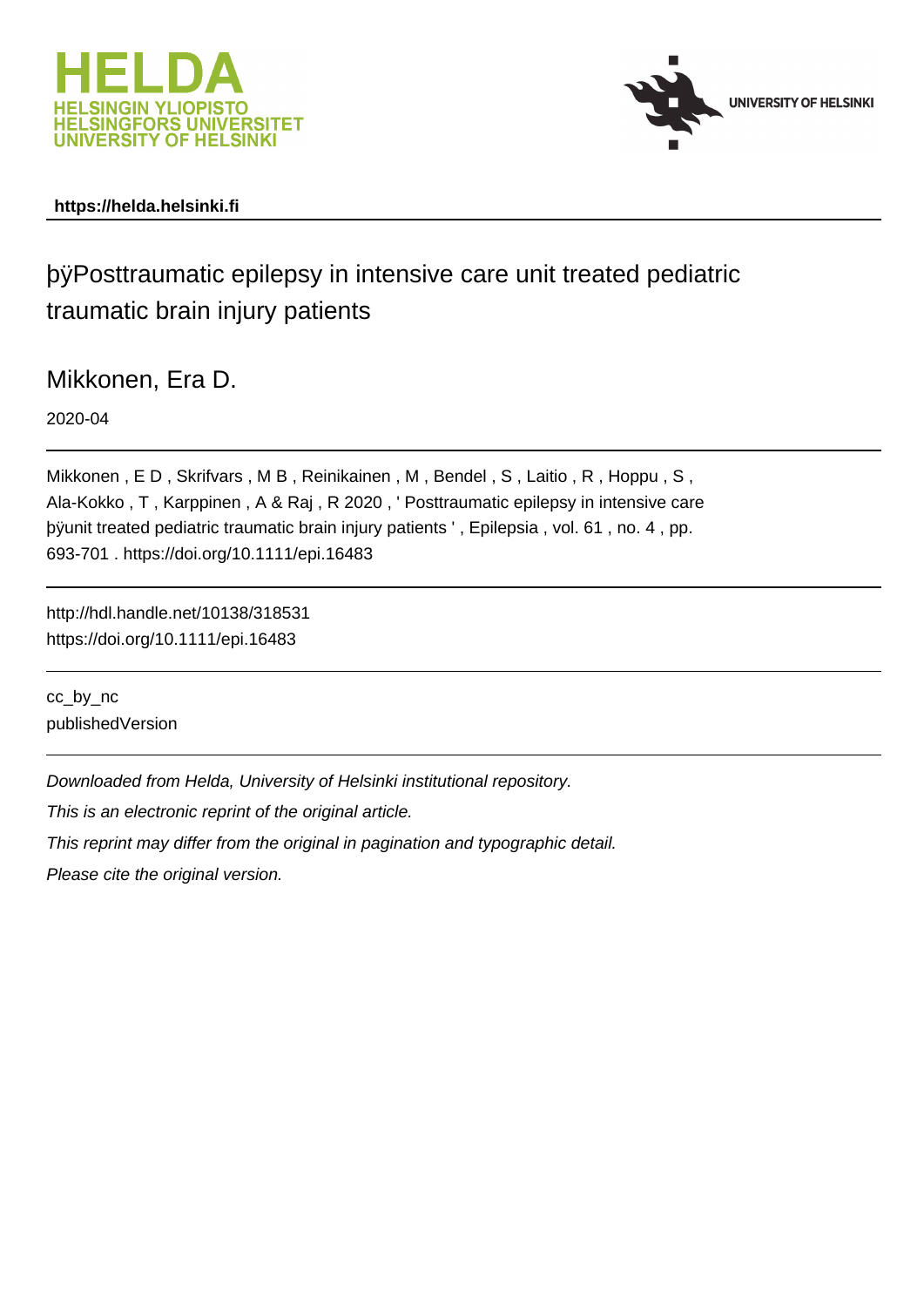https://helda.helsinki.fi

# þÿPosttraumatic epilepsy in intensive care unit treated pediatric traumatic brain injury patients

Mikkonen, Era D.

2020-04

Mikkonen , E D , Skrifvars , M B , Reinikainen , M , Bendel , S , Laitio , R , Hoppu , S , Ala-Kokko , T , Karppinen , A & Raj , R 2020 , ' Posttraumatic epilepsy in intensive care þÿunit treated pediatric traumatic brain injury patients ' , Epilepsia , vol. 61 , no. 4 , pp. 693-701 . https://doi.org/10.1111/epi.16483

---

http://hdl.handle.net/10138/318531
https://doi.org/10.1111/epi.16483

---

cc_by_nc
publishedVersion

---

*Downloaded from Helda, University of Helsinki institutional repository.*

*This is an electronic reprint of the original article.*

*This reprint may differ from the original in pagination and typographic detail.*

*Please cite the original version.*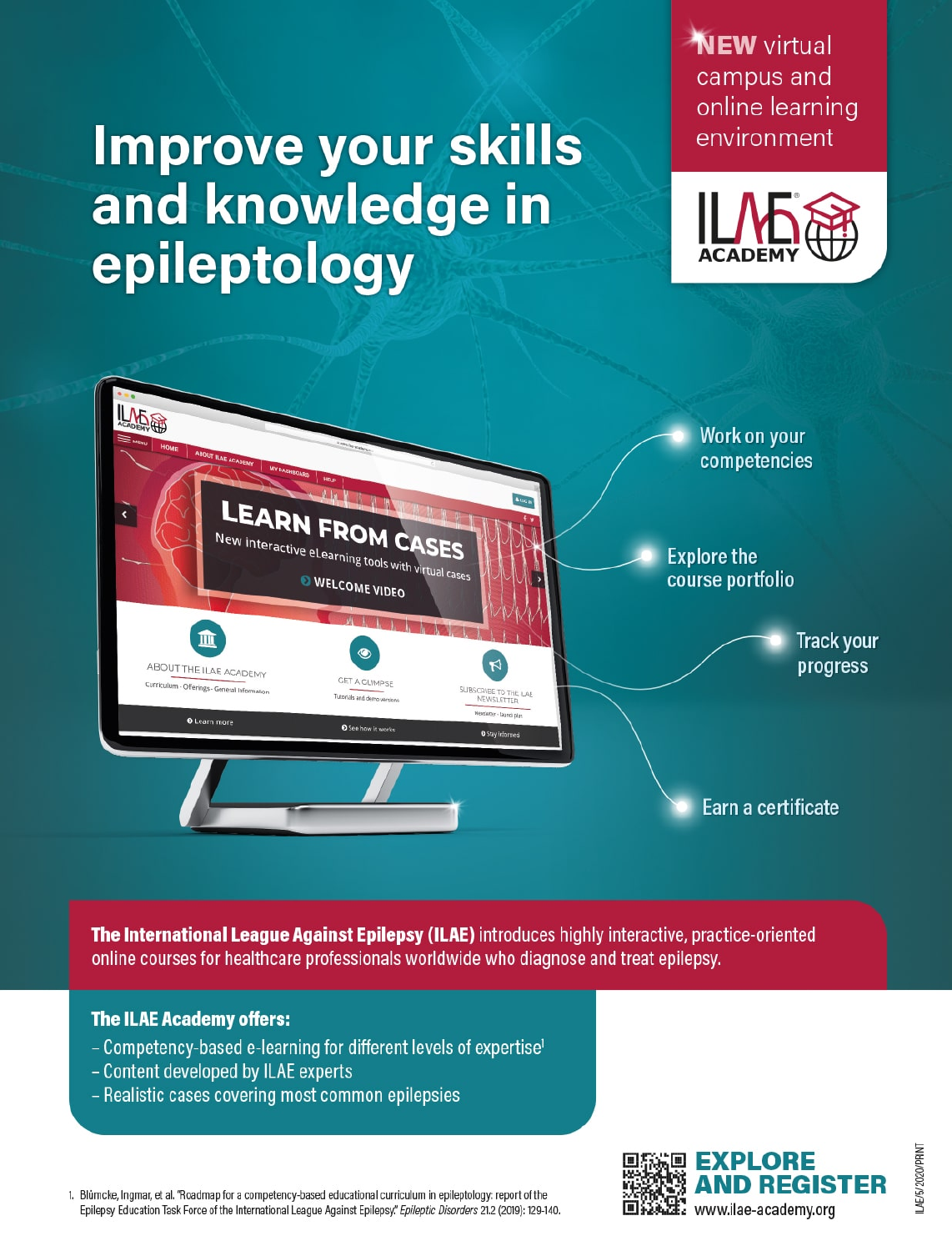# Improve your skills and knowledge in epileptology

**NEW** virtual campus and online learning environment

ILAE ACADEMY

- Work on your competencies
- Explore the course portfolio
- Track your progress
- Earn a certificate

**The International League Against Epilepsy (ILAE)** introduces highly interactive, practice-oriented online courses for healthcare professionals worldwide who diagnose and treat epilepsy.

**The ILAE Academy offers:**

- Competency-based e-learning for different levels of expertise[1]
- Content developed by ILAE experts
- Realistic cases covering most common epilepsies

**EXPLORE AND REGISTER**
www.ilae-academy.org

1. Blümcke, Ingmar, et al. "Roadmap for a competency-based educational curriculum in epileptology: report of the Epilepsy Education Task Force of the International League Against Epilepsy." *Epileptic Disorders* 21.2 (2019): 129-140.

ILAE/5/2020/PRINT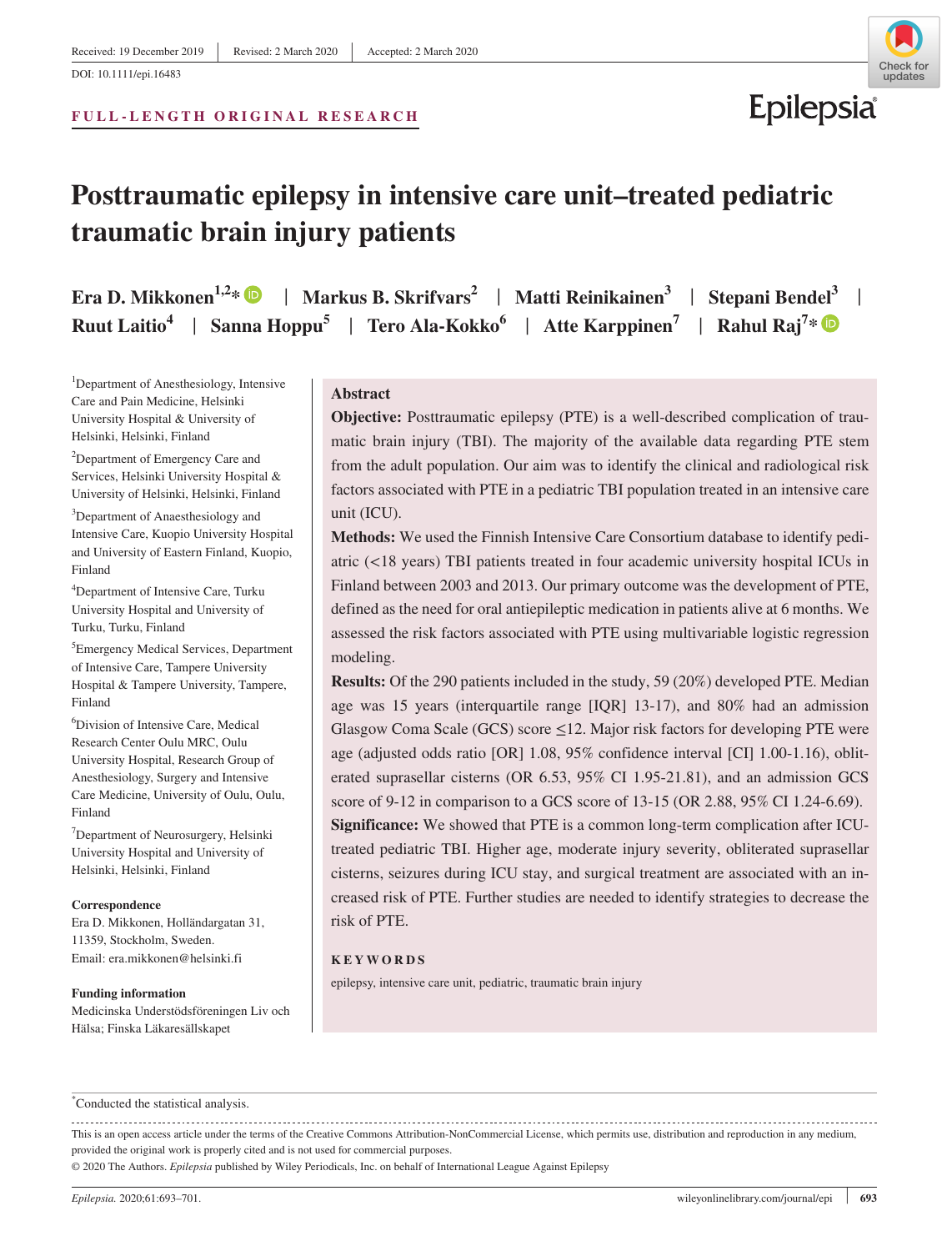Received: 19 December 2019 | Revised: 2 March 2020 | Accepted: 2 March 2020

DOI: 10.1111/epi.16483

**FULL-LENGTH ORIGINAL RESEARCH**

# Posttraumatic epilepsy in intensive care unit–treated pediatric traumatic brain injury patients

**Era D. Mikkonen**[1,2]* | **Markus B. Skrifvars**[2] | **Matti Reinikainen**[3] | **Stepani Bendel**[3] | **Ruut Laitio**[4] | **Sanna Hoppu**[5] | **Tero Ala-Kokko**[6] | **Atte Karppinen**[7] | **Rahul Raj**[7]*

[1]Department of Anesthesiology, Intensive Care and Pain Medicine, Helsinki University Hospital & University of Helsinki, Helsinki, Finland

[2]Department of Emergency Care and Services, Helsinki University Hospital & University of Helsinki, Helsinki, Finland

[3]Department of Anaesthesiology and Intensive Care, Kuopio University Hospital and University of Eastern Finland, Kuopio, Finland

[4]Department of Intensive Care, Turku University Hospital and University of Turku, Turku, Finland

[5]Emergency Medical Services, Department of Intensive Care, Tampere University Hospital & Tampere University, Tampere, Finland

[6]Division of Intensive Care, Medical Research Center Oulu MRC, Oulu University Hospital, Research Group of Anesthesiology, Surgery and Intensive Care Medicine, University of Oulu, Oulu, Finland

[7]Department of Neurosurgery, Helsinki University Hospital and University of Helsinki, Helsinki, Finland

**Correspondence**
Era D. Mikkonen, Holländargatan 31, 11359, Stockholm, Sweden.
Email: era.mikkonen@helsinki.fi

**Funding information**
Medicinska Understödsföreningen Liv och Hälsa; Finska Läkaresällskapet

## Abstract

**Objective:** Posttraumatic epilepsy (PTE) is a well-described complication of traumatic brain injury (TBI). The majority of the available data regarding PTE stem from the adult population. Our aim was to identify the clinical and radiological risk factors associated with PTE in a pediatric TBI population treated in an intensive care unit (ICU).

**Methods:** We used the Finnish Intensive Care Consortium database to identify pediatric (<18 years) TBI patients treated in four academic university hospital ICUs in Finland between 2003 and 2013. Our primary outcome was the development of PTE, defined as the need for oral antiepileptic medication in patients alive at 6 months. We assessed the risk factors associated with PTE using multivariable logistic regression modeling.

**Results:** Of the 290 patients included in the study, 59 (20%) developed PTE. Median age was 15 years (interquartile range [IQR] 13-17), and 80% had an admission Glasgow Coma Scale (GCS) score ≤12. Major risk factors for developing PTE were age (adjusted odds ratio [OR] 1.08, 95% confidence interval [CI] 1.00-1.16), obliterated suprasellar cisterns (OR 6.53, 95% CI 1.95-21.81), and an admission GCS score of 9-12 in comparison to a GCS score of 13-15 (OR 2.88, 95% CI 1.24-6.69).

**Significance:** We showed that PTE is a common long-term complication after ICU-treated pediatric TBI. Higher age, moderate injury severity, obliterated suprasellar cisterns, seizures during ICU stay, and surgical treatment are associated with an increased risk of PTE. Further studies are needed to identify strategies to decrease the risk of PTE.

**KEYWORDS**

epilepsy, intensive care unit, pediatric, traumatic brain injury

*Conducted the statistical analysis.

This is an open access article under the terms of the Creative Commons Attribution-NonCommercial License, which permits use, distribution and reproduction in any medium, provided the original work is properly cited and is not used for commercial purposes.

© 2020 The Authors. *Epilepsia* published by Wiley Periodicals, Inc. on behalf of International League Against Epilepsy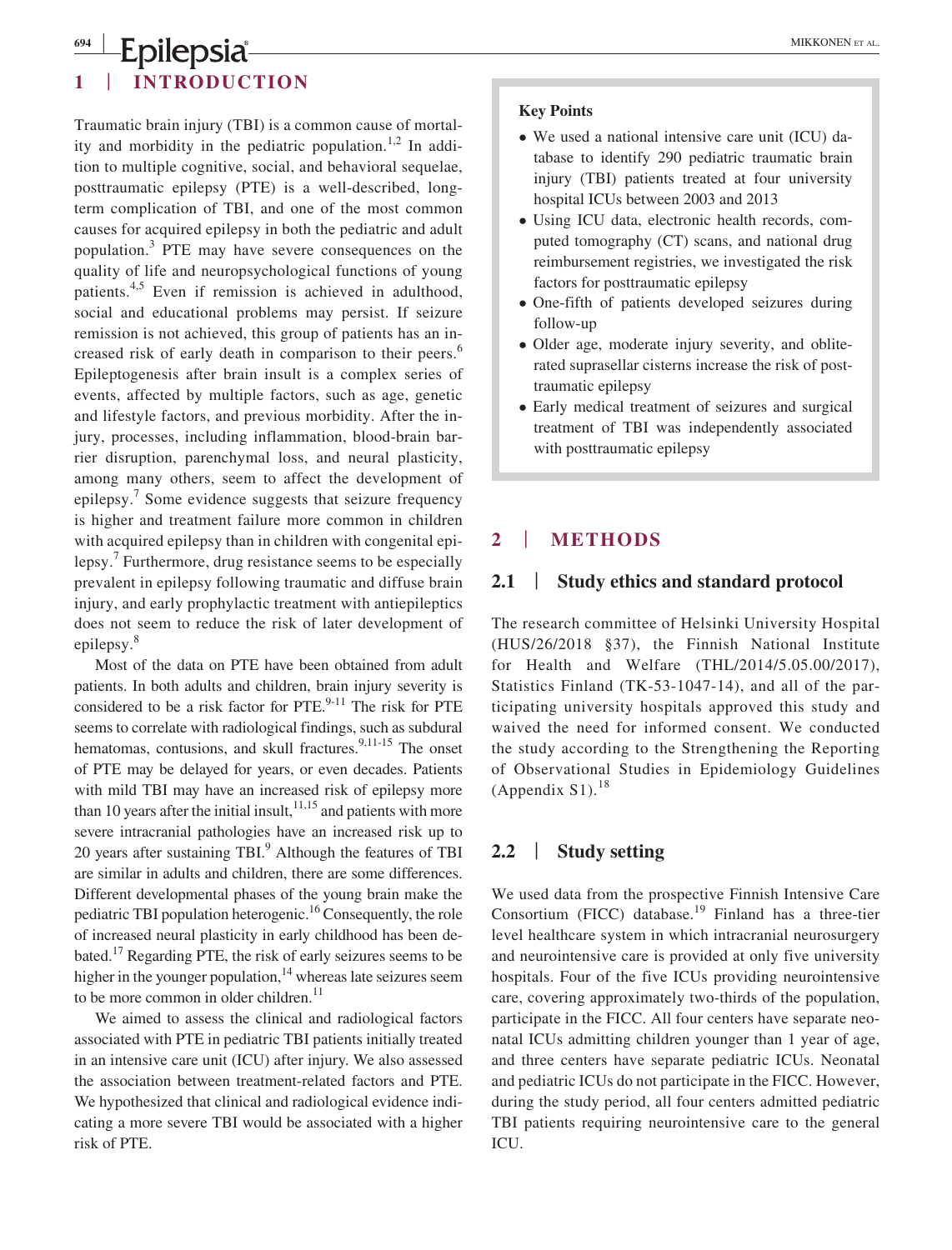## 1 | INTRODUCTION

Traumatic brain injury (TBI) is a common cause of mortality and morbidity in the pediatric population.[1,2] In addition to multiple cognitive, social, and behavioral sequelae, posttraumatic epilepsy (PTE) is a well-described, long-term complication of TBI, and one of the most common causes for acquired epilepsy in both the pediatric and adult population.[3] PTE may have severe consequences on the quality of life and neuropsychological functions of young patients.[4,5] Even if remission is achieved in adulthood, social and educational problems may persist. If seizure remission is not achieved, this group of patients has an increased risk of early death in comparison to their peers.[6] Epileptogenesis after brain insult is a complex series of events, affected by multiple factors, such as age, genetic and lifestyle factors, and previous morbidity. After the injury, processes, including inflammation, blood-brain barrier disruption, parenchymal loss, and neural plasticity, among many others, seem to affect the development of epilepsy.[7] Some evidence suggests that seizure frequency is higher and treatment failure more common in children with acquired epilepsy than in children with congenital epilepsy.[7] Furthermore, drug resistance seems to be especially prevalent in epilepsy following traumatic and diffuse brain injury, and early prophylactic treatment with antiepileptics does not seem to reduce the risk of later development of epilepsy.[8]

Most of the data on PTE have been obtained from adult patients. In both adults and children, brain injury severity is considered to be a risk factor for PTE.[9-11] The risk for PTE seems to correlate with radiological findings, such as subdural hematomas, contusions, and skull fractures.[9,11-15] The onset of PTE may be delayed for years, or even decades. Patients with mild TBI may have an increased risk of epilepsy more than 10 years after the initial insult,[11,15] and patients with more severe intracranial pathologies have an increased risk up to 20 years after sustaining TBI.[9] Although the features of TBI are similar in adults and children, there are some differences. Different developmental phases of the young brain make the pediatric TBI population heterogenic.[16] Consequently, the role of increased neural plasticity in early childhood has been debated.[17] Regarding PTE, the risk of early seizures seems to be higher in the younger population,[14] whereas late seizures seem to be more common in older children.[11]

We aimed to assess the clinical and radiological factors associated with PTE in pediatric TBI patients initially treated in an intensive care unit (ICU) after injury. We also assessed the association between treatment-related factors and PTE. We hypothesized that clinical and radiological evidence indicating a more severe TBI would be associated with a higher risk of PTE.

**Key Points**

- We used a national intensive care unit (ICU) database to identify 290 pediatric traumatic brain injury (TBI) patients treated at four university hospital ICUs between 2003 and 2013
- Using ICU data, electronic health records, computed tomography (CT) scans, and national drug reimbursement registries, we investigated the risk factors for posttraumatic epilepsy
- One-fifth of patients developed seizures during follow-up
- Older age, moderate injury severity, and obliterated suprasellar cisterns increase the risk of posttraumatic epilepsy
- Early medical treatment of seizures and surgical treatment of TBI was independently associated with posttraumatic epilepsy

## 2 | METHODS

### 2.1 | Study ethics and standard protocol

The research committee of Helsinki University Hospital (HUS/26/2018 §37), the Finnish National Institute for Health and Welfare (THL/2014/5.05.00/2017), Statistics Finland (TK-53-1047-14), and all of the participating university hospitals approved this study and waived the need for informed consent. We conducted the study according to the Strengthening the Reporting of Observational Studies in Epidemiology Guidelines (Appendix S1).[18]

### 2.2 | Study setting

We used data from the prospective Finnish Intensive Care Consortium (FICC) database.[19] Finland has a three-tier level healthcare system in which intracranial neurosurgery and neurointensive care is provided at only five university hospitals. Four of the five ICUs providing neurointensive care, covering approximately two-thirds of the population, participate in the FICC. All four centers have separate neonatal ICUs admitting children younger than 1 year of age, and three centers have separate pediatric ICUs. Neonatal and pediatric ICUs do not participate in the FICC. However, during the study period, all four centers admitted pediatric TBI patients requiring neurointensive care to the general ICU.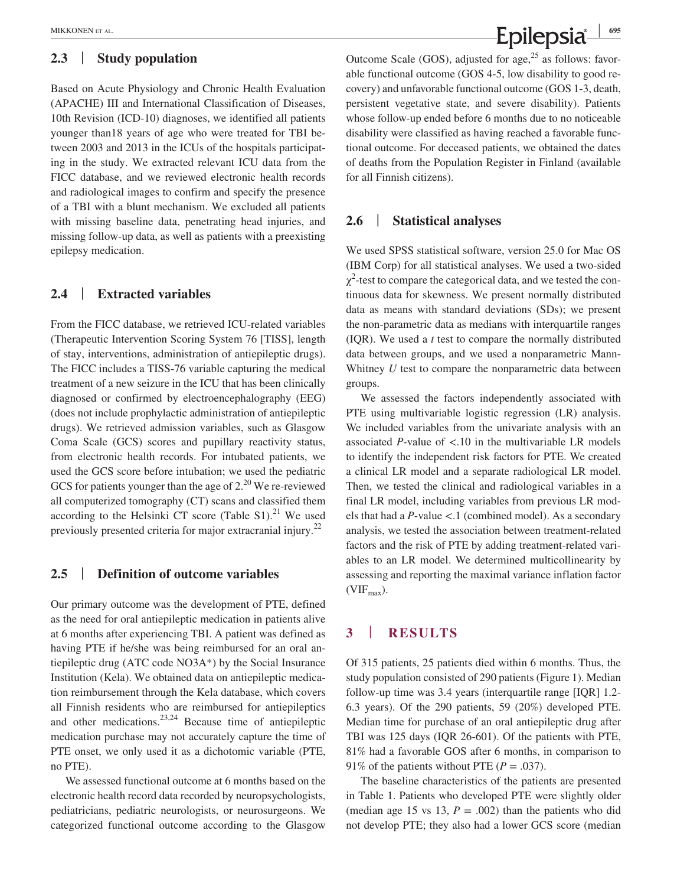## 2.3 | Study population

Based on Acute Physiology and Chronic Health Evaluation (APACHE) III and International Classification of Diseases, 10th Revision (ICD-10) diagnoses, we identified all patients younger than18 years of age who were treated for TBI between 2003 and 2013 in the ICUs of the hospitals participating in the study. We extracted relevant ICU data from the FICC database, and we reviewed electronic health records and radiological images to confirm and specify the presence of a TBI with a blunt mechanism. We excluded all patients with missing baseline data, penetrating head injuries, and missing follow-up data, as well as patients with a preexisting epilepsy medication.

## 2.4 | Extracted variables

From the FICC database, we retrieved ICU-related variables (Therapeutic Intervention Scoring System 76 [TISS], length of stay, interventions, administration of antiepileptic drugs). The FICC includes a TISS-76 variable capturing the medical treatment of a new seizure in the ICU that has been clinically diagnosed or confirmed by electroencephalography (EEG) (does not include prophylactic administration of antiepileptic drugs). We retrieved admission variables, such as Glasgow Coma Scale (GCS) scores and pupillary reactivity status, from electronic health records. For intubated patients, we used the GCS score before intubation; we used the pediatric GCS for patients younger than the age of 2.[20] We re-reviewed all computerized tomography (CT) scans and classified them according to the Helsinki CT score (Table S1).[21] We used previously presented criteria for major extracranial injury.[22]

## 2.5 | Definition of outcome variables

Our primary outcome was the development of PTE, defined as the need for oral antiepileptic medication in patients alive at 6 months after experiencing TBI. A patient was defined as having PTE if he/she was being reimbursed for an oral antiepileptic drug (ATC code NO3A*) by the Social Insurance Institution (Kela). We obtained data on antiepileptic medication reimbursement through the Kela database, which covers all Finnish residents who are reimbursed for antiepileptics and other medications.[23,24] Because time of antiepileptic medication purchase may not accurately capture the time of PTE onset, we only used it as a dichotomic variable (PTE, no PTE).

We assessed functional outcome at 6 months based on the electronic health record data recorded by neuropsychologists, pediatricians, pediatric neurologists, or neurosurgeons. We categorized functional outcome according to the Glasgow Outcome Scale (GOS), adjusted for age,[25] as follows: favorable functional outcome (GOS 4-5, low disability to good recovery) and unfavorable functional outcome (GOS 1-3, death, persistent vegetative state, and severe disability). Patients whose follow-up ended before 6 months due to no noticeable disability were classified as having reached a favorable functional outcome. For deceased patients, we obtained the dates of deaths from the Population Register in Finland (available for all Finnish citizens).

## 2.6 | Statistical analyses

We used SPSS statistical software, version 25.0 for Mac OS (IBM Corp) for all statistical analyses. We used a two-sided $\chi^2$-test to compare the categorical data, and we tested the continuous data for skewness. We present normally distributed data as means with standard deviations (SDs); we present the non-parametric data as medians with interquartile ranges (IQR). We used a *t* test to compare the normally distributed data between groups, and we used a nonparametric Mann-Whitney *U* test to compare the nonparametric data between groups.

We assessed the factors independently associated with PTE using multivariable logistic regression (LR) analysis. We included variables from the univariate analysis with an associated *P*-value of <.10 in the multivariable LR models to identify the independent risk factors for PTE. We created a clinical LR model and a separate radiological LR model. Then, we tested the clinical and radiological variables in a final LR model, including variables from previous LR models that had a *P*-value <.1 (combined model). As a secondary analysis, we tested the association between treatment-related factors and the risk of PTE by adding treatment-related variables to an LR model. We determined multicollinearity by assessing and reporting the maximal variance inflation factor ($VIF_{max}$).

# 3 | RESULTS

Of 315 patients, 25 patients died within 6 months. Thus, the study population consisted of 290 patients (Figure 1). Median follow-up time was 3.4 years (interquartile range [IQR] 1.2-6.3 years). Of the 290 patients, 59 (20%) developed PTE. Median time for purchase of an oral antiepileptic drug after TBI was 125 days (IQR 26-601). Of the patients with PTE, 81% had a favorable GOS after 6 months, in comparison to 91% of the patients without PTE ($P$ = .037).

The baseline characteristics of the patients are presented in Table 1. Patients who developed PTE were slightly older (median age 15 vs 13, $P$ = .002) than the patients who did not develop PTE; they also had a lower GCS score (median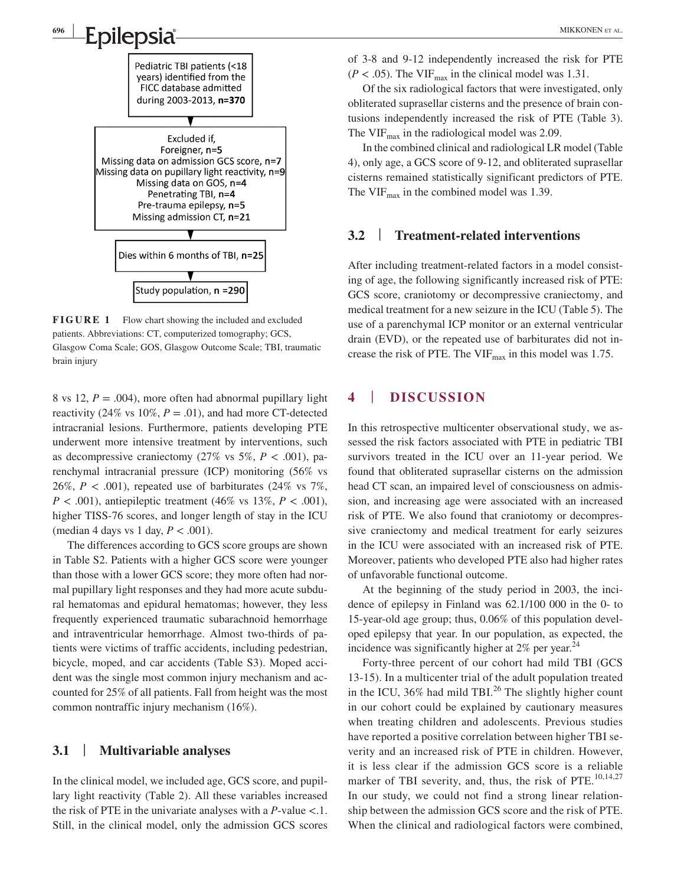Pediatric TBI patients (<18 years) identified from the FICC database admitted during 2003-2013, **n=370**

Excluded if,
Foreigner, **n=5**
Missing data on admission GCS score, **n=7**
Missing data on pupillary light reactivity, **n=9**
Missing data on GOS, **n=4**
Penetrating TBI, **n=4**
Pre-trauma epilepsy, **n=5**
Missing admission CT, **n=21**

Dies within 6 months of TBI, **n=25**

Study population, **n =290**

**FIGURE 1** Flow chart showing the included and excluded patients. Abbreviations: CT, computerized tomography; GCS, Glasgow Coma Scale; GOS, Glasgow Outcome Scale; TBI, traumatic brain injury

8 vs 12, $P = .004$), more often had abnormal pupillary light reactivity (24% vs 10%, $P = .01$), and had more CT-detected intracranial lesions. Furthermore, patients developing PTE underwent more intensive treatment by interventions, such as decompressive craniectomy (27% vs 5%, $P < .001$), parenchymal intracranial pressure (ICP) monitoring (56% vs 26%, $P < .001$), repeated use of barbiturates (24% vs 7%, $P < .001$), antiepileptic treatment (46% vs 13%, $P < .001$), higher TISS-76 scores, and longer length of stay in the ICU (median 4 days vs 1 day, $P < .001$).

The differences according to GCS score groups are shown in Table S2. Patients with a higher GCS score were younger than those with a lower GCS score; they more often had normal pupillary light responses and they had more acute subdural hematomas and epidural hematomas; however, they less frequently experienced traumatic subarachnoid hemorrhage and intraventricular hemorrhage. Almost two-thirds of patients were victims of traffic accidents, including pedestrian, bicycle, moped, and car accidents (Table S3). Moped accident was the single most common injury mechanism and accounted for 25% of all patients. Fall from height was the most common nontraffic injury mechanism (16%).

### 3.1 | Multivariable analyses

In the clinical model, we included age, GCS score, and pupillary light reactivity (Table 2). All these variables increased the risk of PTE in the univariate analyses with a $P$-value <.1. Still, in the clinical model, only the admission GCS scores of 3-8 and 9-12 independently increased the risk for PTE ($P < .05$). The $VIF_{max}$ in the clinical model was 1.31.

Of the six radiological factors that were investigated, only obliterated suprasellar cisterns and the presence of brain contusions independently increased the risk of PTE (Table 3). The $VIF_{max}$ in the radiological model was 2.09.

In the combined clinical and radiological LR model (Table 4), only age, a GCS score of 9-12, and obliterated suprasellar cisterns remained statistically significant predictors of PTE. The $VIF_{max}$ in the combined model was 1.39.

### 3.2 | Treatment-related interventions

After including treatment-related factors in a model consisting of age, the following significantly increased risk of PTE: GCS score, craniotomy or decompressive craniectomy, and medical treatment for a new seizure in the ICU (Table 5). The use of a parenchymal ICP monitor or an external ventricular drain (EVD), or the repeated use of barbiturates did not increase the risk of PTE. The $VIF_{max}$ in this model was 1.75.

## 4 | DISCUSSION

In this retrospective multicenter observational study, we assessed the risk factors associated with PTE in pediatric TBI survivors treated in the ICU over an 11-year period. We found that obliterated suprasellar cisterns on the admission head CT scan, an impaired level of consciousness on admission, and increasing age were associated with an increased risk of PTE. We also found that craniotomy or decompressive craniectomy and medical treatment for early seizures in the ICU were associated with an increased risk of PTE. Moreover, patients who developed PTE also had higher rates of unfavorable functional outcome.

At the beginning of the study period in 2003, the incidence of epilepsy in Finland was 62.1/100 000 in the 0- to 15-year-old age group; thus, 0.06% of this population developed epilepsy that year. In our population, as expected, the incidence was significantly higher at 2% per year.[24]

Forty-three percent of our cohort had mild TBI (GCS 13-15). In a multicenter trial of the adult population treated in the ICU, 36% had mild TBI.[26] The slightly higher count in our cohort could be explained by cautionary measures when treating children and adolescents. Previous studies have reported a positive correlation between higher TBI severity and an increased risk of PTE in children. However, it is less clear if the admission GCS score is a reliable marker of TBI severity, and, thus, the risk of PTE.[10,14,27] In our study, we could not find a strong linear relationship between the admission GCS score and the risk of PTE. When the clinical and radiological factors were combined,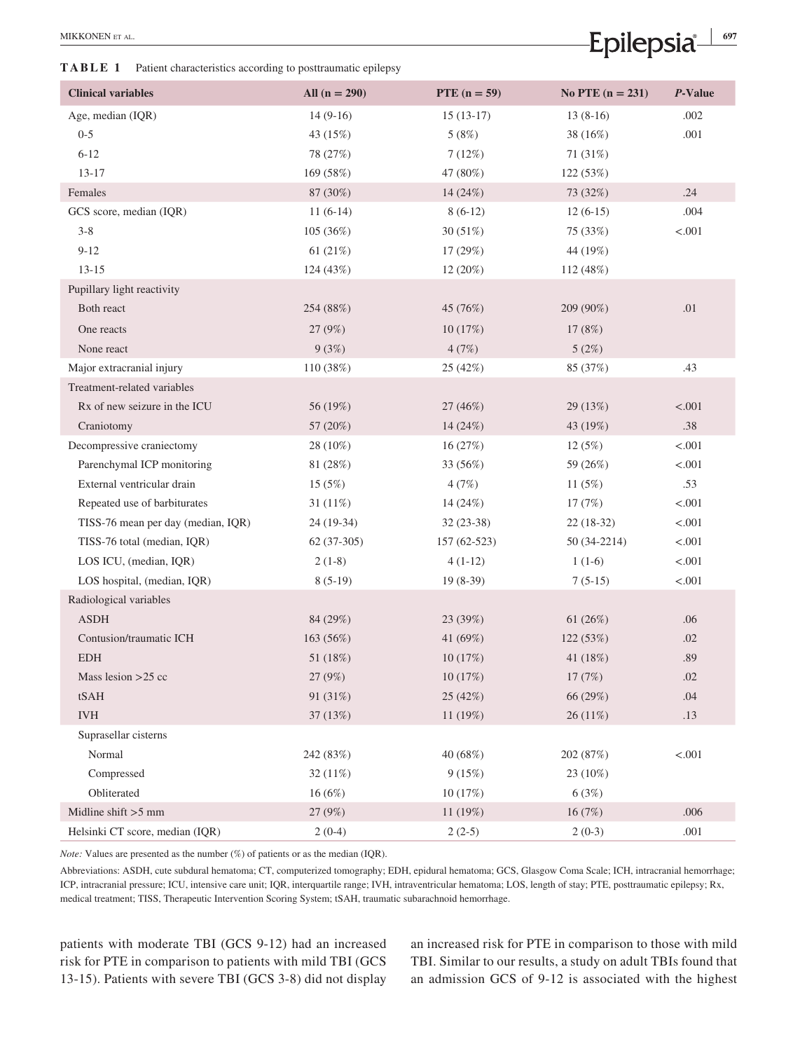**TABLE 1** Patient characteristics according to posttraumatic epilepsy

| Clinical variables | All (n = 290) | PTE (n = 59) | No PTE (n = 231) | *P*-Value |
|---|---|---|---|---|
| Age, median (IQR) | 14 (9-16) | 15 (13-17) | 13 (8-16) | .002 |
| 0-5 | 43 (15%) | 5 (8%) | 38 (16%) | .001 |
| 6-12 | 78 (27%) | 7 (12%) | 71 (31%) | |
| 13-17 | 169 (58%) | 47 (80%) | 122 (53%) | |
| Females | 87 (30%) | 14 (24%) | 73 (32%) | .24 |
| GCS score, median (IQR) | 11 (6-14) | 8 (6-12) | 12 (6-15) | .004 |
| 3-8 | 105 (36%) | 30 (51%) | 75 (33%) | <.001 |
| 9-12 | 61 (21%) | 17 (29%) | 44 (19%) | |
| 13-15 | 124 (43%) | 12 (20%) | 112 (48%) | |
| Pupillary light reactivity | | | | |
| Both react | 254 (88%) | 45 (76%) | 209 (90%) | .01 |
| One reacts | 27 (9%) | 10 (17%) | 17 (8%) | |
| None react | 9 (3%) | 4 (7%) | 5 (2%) | |
| Major extracranial injury | 110 (38%) | 25 (42%) | 85 (37%) | .43 |
| Treatment-related variables | | | | |
| Rx of new seizure in the ICU | 56 (19%) | 27 (46%) | 29 (13%) | <.001 |
| Craniotomy | 57 (20%) | 14 (24%) | 43 (19%) | .38 |
| Decompressive craniectomy | 28 (10%) | 16 (27%) | 12 (5%) | <.001 |
| Parenchymal ICP monitoring | 81 (28%) | 33 (56%) | 59 (26%) | <.001 |
| External ventricular drain | 15 (5%) | 4 (7%) | 11 (5%) | .53 |
| Repeated use of barbiturates | 31 (11%) | 14 (24%) | 17 (7%) | <.001 |
| TISS-76 mean per day (median, IQR) | 24 (19-34) | 32 (23-38) | 22 (18-32) | <.001 |
| TISS-76 total (median, IQR) | 62 (37-305) | 157 (62-523) | 50 (34-2214) | <.001 |
| LOS ICU, (median, IQR) | 2 (1-8) | 4 (1-12) | 1 (1-6) | <.001 |
| LOS hospital, (median, IQR) | 8 (5-19) | 19 (8-39) | 7 (5-15) | <.001 |
| Radiological variables | | | | |
| ASDH | 84 (29%) | 23 (39%) | 61 (26%) | .06 |
| Contusion/traumatic ICH | 163 (56%) | 41 (69%) | 122 (53%) | .02 |
| EDH | 51 (18%) | 10 (17%) | 41 (18%) | .89 |
| Mass lesion >25 cc | 27 (9%) | 10 (17%) | 17 (7%) | .02 |
| tSAH | 91 (31%) | 25 (42%) | 66 (29%) | .04 |
| IVH | 37 (13%) | 11 (19%) | 26 (11%) | .13 |
| Suprasellar cisterns | | | | |
| Normal | 242 (83%) | 40 (68%) | 202 (87%) | <.001 |
| Compressed | 32 (11%) | 9 (15%) | 23 (10%) | |
| Obliterated | 16 (6%) | 10 (17%) | 6 (3%) | |
| Midline shift >5 mm | 27 (9%) | 11 (19%) | 16 (7%) | .006 |
| Helsinki CT score, median (IQR) | 2 (0-4) | 2 (2-5) | 2 (0-3) | .001 |

*Note:* Values are presented as the number (%) of patients or as the median (IQR).

Abbreviations: ASDH, cute subdural hematoma; CT, computerized tomography; EDH, epidural hematoma; GCS, Glasgow Coma Scale; ICH, intracranial hemorrhage; ICP, intracranial pressure; ICU, intensive care unit; IQR, interquartile range; IVH, intraventricular hematoma; LOS, length of stay; PTE, posttraumatic epilepsy; Rx, medical treatment; TISS, Therapeutic Intervention Scoring System; tSAH, traumatic subarachnoid hemorrhage.

patients with moderate TBI (GCS 9-12) had an increased risk for PTE in comparison to patients with mild TBI (GCS 13-15). Patients with severe TBI (GCS 3-8) did not display an increased risk for PTE in comparison to those with mild TBI. Similar to our results, a study on adult TBIs found that an admission GCS of 9-12 is associated with the highest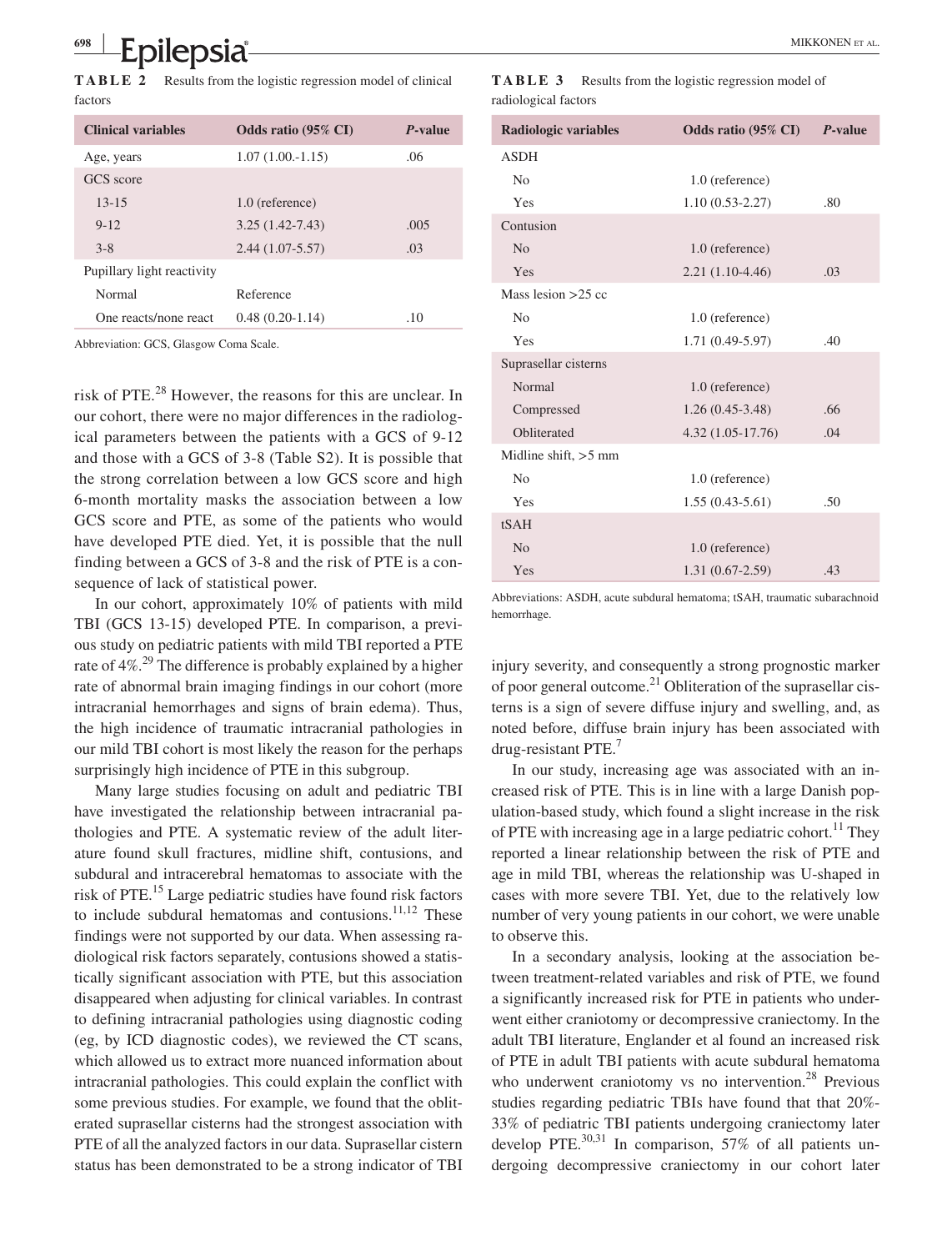**TABLE 2** Results from the logistic regression model of clinical factors

| Clinical variables | Odds ratio (95% CI) | *P*-value |
|---|---|---|
| Age, years | 1.07 (1.00.-1.15) | .06 |
| GCS score | | |
| 13-15 | 1.0 (reference) | |
| 9-12 | 3.25 (1.42-7.43) | .005 |
| 3-8 | 2.44 (1.07-5.57) | .03 |
| Pupillary light reactivity | | |
| Normal | Reference | |
| One reacts/none react | 0.48 (0.20-1.14) | .10 |

Abbreviation: GCS, Glasgow Coma Scale.

**TABLE 3** Results from the logistic regression model of radiological factors

| Radiologic variables | Odds ratio (95% CI) | *P*-value |
|---|---|---|
| ASDH | | |
| No | 1.0 (reference) | |
| Yes | 1.10 (0.53-2.27) | .80 |
| Contusion | | |
| No | 1.0 (reference) | |
| Yes | 2.21 (1.10-4.46) | .03 |
| Mass lesion >25 cc | | |
| No | 1.0 (reference) | |
| Yes | 1.71 (0.49-5.97) | .40 |
| Suprasellar cisterns | | |
| Normal | 1.0 (reference) | |
| Compressed | 1.26 (0.45-3.48) | .66 |
| Obliterated | 4.32 (1.05-17.76) | .04 |
| Midline shift, >5 mm | | |
| No | 1.0 (reference) | |
| Yes | 1.55 (0.43-5.61) | .50 |
| tSAH | | |
| No | 1.0 (reference) | |
| Yes | 1.31 (0.67-2.59) | .43 |

Abbreviations: ASDH, acute subdural hematoma; tSAH, traumatic subarachnoid hemorrhage.

risk of PTE.[28] However, the reasons for this are unclear. In our cohort, there were no major differences in the radiological parameters between the patients with a GCS of 9-12 and those with a GCS of 3-8 (Table S2). It is possible that the strong correlation between a low GCS score and high 6-month mortality masks the association between a low GCS score and PTE, as some of the patients who would have developed PTE died. Yet, it is possible that the null finding between a GCS of 3-8 and the risk of PTE is a consequence of lack of statistical power.

In our cohort, approximately 10% of patients with mild TBI (GCS 13-15) developed PTE. In comparison, a previous study on pediatric patients with mild TBI reported a PTE rate of 4%.[29] The difference is probably explained by a higher rate of abnormal brain imaging findings in our cohort (more intracranial hemorrhages and signs of brain edema). Thus, the high incidence of traumatic intracranial pathologies in our mild TBI cohort is most likely the reason for the perhaps surprisingly high incidence of PTE in this subgroup.

Many large studies focusing on adult and pediatric TBI have investigated the relationship between intracranial pathologies and PTE. A systematic review of the adult literature found skull fractures, midline shift, contusions, and subdural and intracerebral hematomas to associate with the risk of PTE.[15] Large pediatric studies have found risk factors to include subdural hematomas and contusions.[11,12] These findings were not supported by our data. When assessing radiological risk factors separately, contusions showed a statistically significant association with PTE, but this association disappeared when adjusting for clinical variables. In contrast to defining intracranial pathologies using diagnostic coding (eg, by ICD diagnostic codes), we reviewed the CT scans, which allowed us to extract more nuanced information about intracranial pathologies. This could explain the conflict with some previous studies. For example, we found that the obliterated suprasellar cisterns had the strongest association with PTE of all the analyzed factors in our data. Suprasellar cistern status has been demonstrated to be a strong indicator of TBI injury severity, and consequently a strong prognostic marker of poor general outcome.[21] Obliteration of the suprasellar cisterns is a sign of severe diffuse injury and swelling, and, as noted before, diffuse brain injury has been associated with drug-resistant PTE.[7]

In our study, increasing age was associated with an increased risk of PTE. This is in line with a large Danish population-based study, which found a slight increase in the risk of PTE with increasing age in a large pediatric cohort.[11] They reported a linear relationship between the risk of PTE and age in mild TBI, whereas the relationship was U-shaped in cases with more severe TBI. Yet, due to the relatively low number of very young patients in our cohort, we were unable to observe this.

In a secondary analysis, looking at the association between treatment-related variables and risk of PTE, we found a significantly increased risk for PTE in patients who underwent either craniotomy or decompressive craniectomy. In the adult TBI literature, Englander et al found an increased risk of PTE in adult TBI patients with acute subdural hematoma who underwent craniotomy vs no intervention.[28] Previous studies regarding pediatric TBIs have found that that 20%-33% of pediatric TBI patients undergoing craniectomy later develop PTE.[30,31] In comparison, 57% of all patients undergoing decompressive craniectomy in our cohort later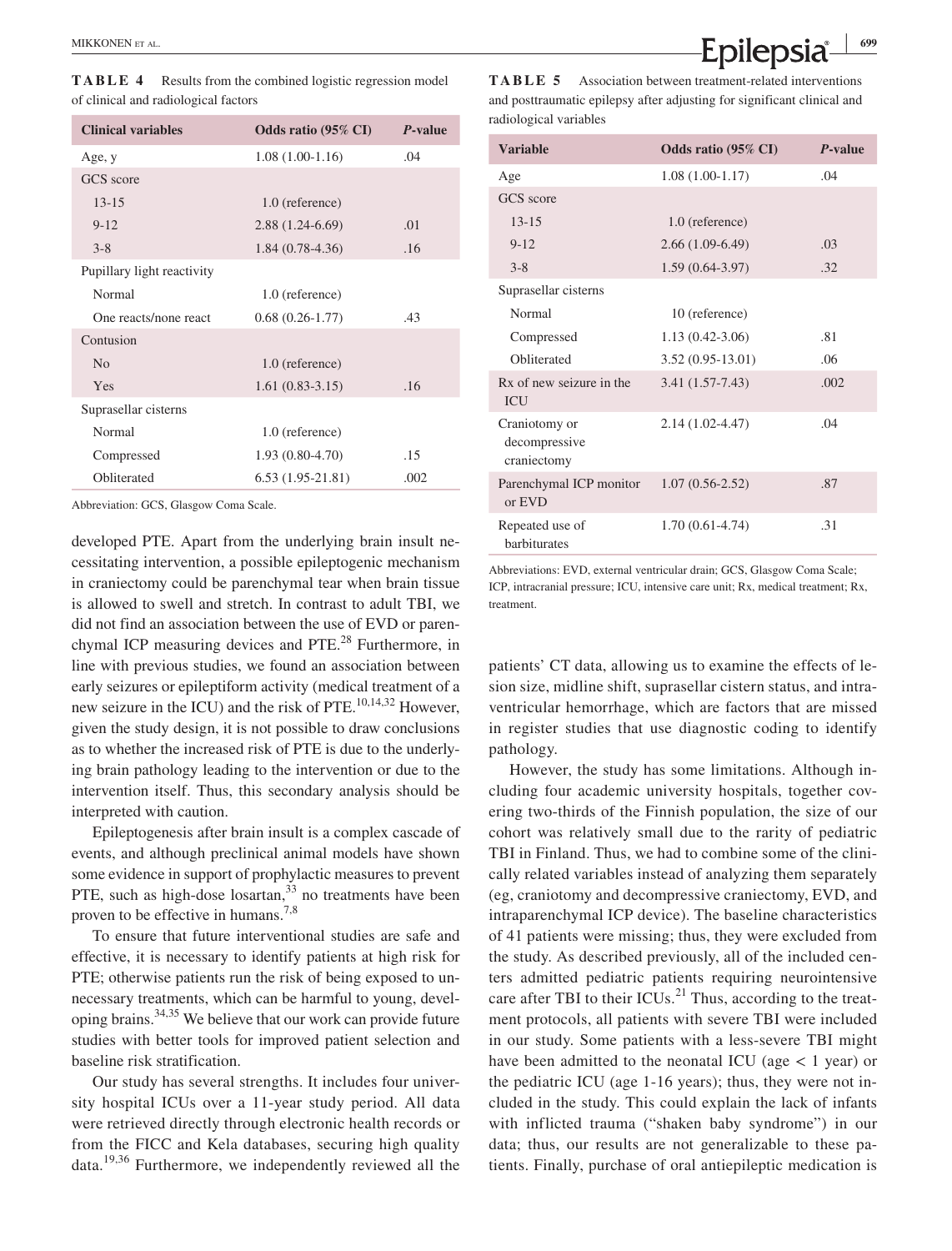**TABLE 4** Results from the combined logistic regression model of clinical and radiological factors

| Clinical variables | Odds ratio (95% CI) | *P*-value |
|---|---|---|
| Age, y | 1.08 (1.00-1.16) | .04 |
| GCS score | | |
| 13-15 | 1.0 (reference) | |
| 9-12 | 2.88 (1.24-6.69) | .01 |
| 3-8 | 1.84 (0.78-4.36) | .16 |
| Pupillary light reactivity | | |
| Normal | 1.0 (reference) | |
| One reacts/none react | 0.68 (0.26-1.77) | .43 |
| Contusion | | |
| No | 1.0 (reference) | |
| Yes | 1.61 (0.83-3.15) | .16 |
| Suprasellar cisterns | | |
| Normal | 1.0 (reference) | |
| Compressed | 1.93 (0.80-4.70) | .15 |
| Obliterated | 6.53 (1.95-21.81) | .002 |

Abbreviation: GCS, Glasgow Coma Scale.

developed PTE. Apart from the underlying brain insult necessitating intervention, a possible epileptogenic mechanism in craniectomy could be parenchymal tear when brain tissue is allowed to swell and stretch. In contrast to adult TBI, we did not find an association between the use of EVD or parenchymal ICP measuring devices and PTE.[28] Furthermore, in line with previous studies, we found an association between early seizures or epileptiform activity (medical treatment of a new seizure in the ICU) and the risk of PTE.[10,14,32] However, given the study design, it is not possible to draw conclusions as to whether the increased risk of PTE is due to the underlying brain pathology leading to the intervention or due to the intervention itself. Thus, this secondary analysis should be interpreted with caution.

Epileptogenesis after brain insult is a complex cascade of events, and although preclinical animal models have shown some evidence in support of prophylactic measures to prevent PTE, such as high-dose losartan,[33] no treatments have been proven to be effective in humans.[7,8]

To ensure that future interventional studies are safe and effective, it is necessary to identify patients at high risk for PTE; otherwise patients run the risk of being exposed to unnecessary treatments, which can be harmful to young, developing brains.[34,35] We believe that our work can provide future studies with better tools for improved patient selection and baseline risk stratification.

Our study has several strengths. It includes four university hospital ICUs over a 11-year study period. All data were retrieved directly through electronic health records or from the FICC and Kela databases, securing high quality data.[19,36] Furthermore, we independently reviewed all the

**TABLE 5** Association between treatment-related interventions and posttraumatic epilepsy after adjusting for significant clinical and radiological variables

| Variable | Odds ratio (95% CI) | *P*-value |
|---|---|---|
| Age | 1.08 (1.00-1.17) | .04 |
| GCS score | | |
| 13-15 | 1.0 (reference) | |
| 9-12 | 2.66 (1.09-6.49) | .03 |
| 3-8 | 1.59 (0.64-3.97) | .32 |
| Suprasellar cisterns | | |
| Normal | 10 (reference) | |
| Compressed | 1.13 (0.42-3.06) | .81 |
| Obliterated | 3.52 (0.95-13.01) | .06 |
| Rx of new seizure in the ICU | 3.41 (1.57-7.43) | .002 |
| Craniotomy or decompressive craniectomy | 2.14 (1.02-4.47) | .04 |
| Parenchymal ICP monitor or EVD | 1.07 (0.56-2.52) | .87 |
| Repeated use of barbiturates | 1.70 (0.61-4.74) | .31 |

Abbreviations: EVD, external ventricular drain; GCS, Glasgow Coma Scale; ICP, intracranial pressure; ICU, intensive care unit; Rx, medical treatment; Rx, treatment.

patients' CT data, allowing us to examine the effects of lesion size, midline shift, suprasellar cistern status, and intraventricular hemorrhage, which are factors that are missed in register studies that use diagnostic coding to identify pathology.

However, the study has some limitations. Although including four academic university hospitals, together covering two-thirds of the Finnish population, the size of our cohort was relatively small due to the rarity of pediatric TBI in Finland. Thus, we had to combine some of the clinically related variables instead of analyzing them separately (eg, craniotomy and decompressive craniectomy, EVD, and intraparenchymal ICP device). The baseline characteristics of 41 patients were missing; thus, they were excluded from the study. As described previously, all of the included centers admitted pediatric patients requiring neurointensive care after TBI to their ICUs.[21] Thus, according to the treatment protocols, all patients with severe TBI were included in our study. Some patients with a less-severe TBI might have been admitted to the neonatal ICU (age < 1 year) or the pediatric ICU (age 1-16 years); thus, they were not included in the study. This could explain the lack of infants with inflicted trauma ("shaken baby syndrome") in our data; thus, our results are not generalizable to these patients. Finally, purchase of oral antiepileptic medication is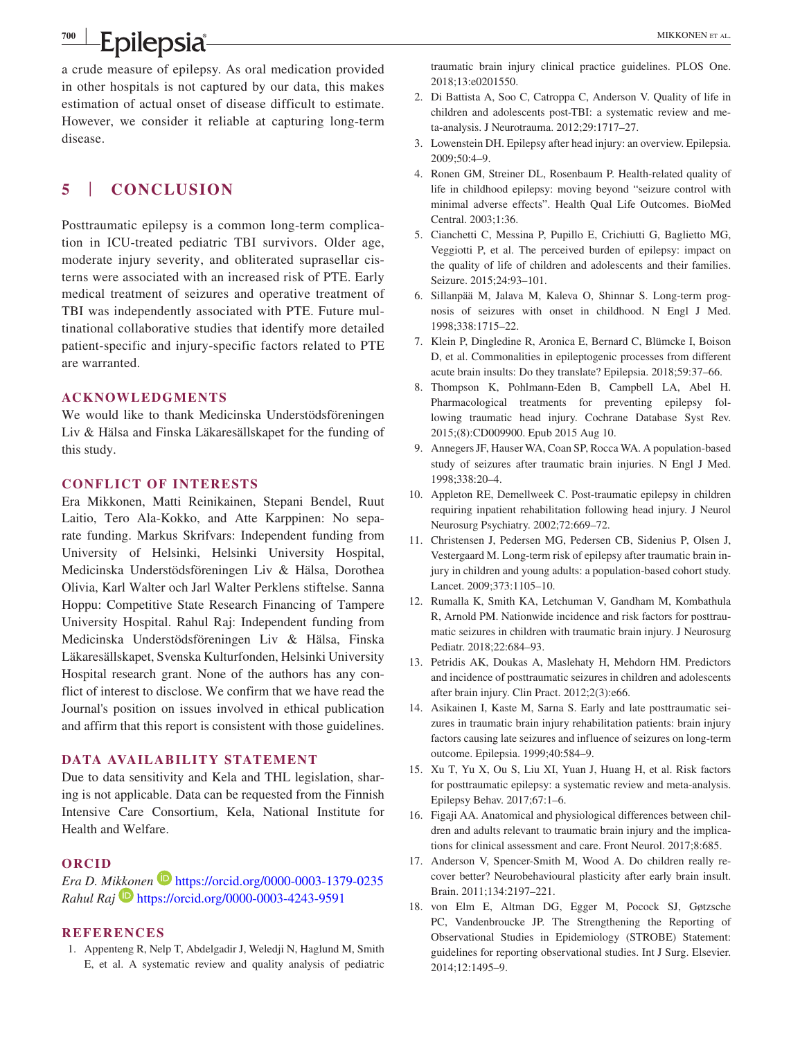a crude measure of epilepsy. As oral medication provided in other hospitals is not captured by our data, this makes estimation of actual onset of disease difficult to estimate. However, we consider it reliable at capturing long-term disease.

## 5 | CONCLUSION

Posttraumatic epilepsy is a common long-term complication in ICU-treated pediatric TBI survivors. Older age, moderate injury severity, and obliterated suprasellar cisterns were associated with an increased risk of PTE. Early medical treatment of seizures and operative treatment of TBI was independently associated with PTE. Future multinational collaborative studies that identify more detailed patient-specific and injury-specific factors related to PTE are warranted.

### ACKNOWLEDGMENTS

We would like to thank Medicinska Understödsföreningen Liv & Hälsa and Finska Läkaresällskapet for the funding of this study.

### CONFLICT OF INTERESTS

Era Mikkonen, Matti Reinikainen, Stepani Bendel, Ruut Laitio, Tero Ala-Kokko, and Atte Karppinen: No separate funding. Markus Skrifvars: Independent funding from University of Helsinki, Helsinki University Hospital, Medicinska Understödsföreningen Liv & Hälsa, Dorothea Olivia, Karl Walter och Jarl Walter Perklens stiftelse. Sanna Hoppu: Competitive State Research Financing of Tampere University Hospital. Rahul Raj: Independent funding from Medicinska Understödsföreningen Liv & Hälsa, Finska Läkaresällskapet, Svenska Kulturfonden, Helsinki University Hospital research grant. None of the authors has any conflict of interest to disclose. We confirm that we have read the Journal's position on issues involved in ethical publication and affirm that this report is consistent with those guidelines.

### DATA AVAILABILITY STATEMENT

Due to data sensitivity and Kela and THL legislation, sharing is not applicable. Data can be requested from the Finnish Intensive Care Consortium, Kela, National Institute for Health and Welfare.

### ORCID

*Era D. Mikkonen* https://orcid.org/0000-0003-1379-0235
*Rahul Raj* https://orcid.org/0000-0003-4243-9591

### REFERENCES

1. Appenteng R, Nelp T, Abdelgadir J, Weledji N, Haglund M, Smith E, et al. A systematic review and quality analysis of pediatric traumatic brain injury clinical practice guidelines. PLOS One. 2018;13:e0201550.
2. Di Battista A, Soo C, Catroppa C, Anderson V. Quality of life in children and adolescents post-TBI: a systematic review and meta-analysis. J Neurotrauma. 2012;29:1717–27.
3. Lowenstein DH. Epilepsy after head injury: an overview. Epilepsia. 2009;50:4–9.
4. Ronen GM, Streiner DL, Rosenbaum P. Health-related quality of life in childhood epilepsy: moving beyond "seizure control with minimal adverse effects". Health Qual Life Outcomes. BioMed Central. 2003;1:36.
5. Cianchetti C, Messina P, Pupillo E, Crichiutti G, Baglietto MG, Veggiotti P, et al. The perceived burden of epilepsy: impact on the quality of life of children and adolescents and their families. Seizure. 2015;24:93–101.
6. Sillanpää M, Jalava M, Kaleva O, Shinnar S. Long-term prognosis of seizures with onset in childhood. N Engl J Med. 1998;338:1715–22.
7. Klein P, Dingledine R, Aronica E, Bernard C, Blümcke I, Boison D, et al. Commonalities in epileptogenic processes from different acute brain insults: Do they translate? Epilepsia. 2018;59:37–66.
8. Thompson K, Pohlmann-Eden B, Campbell LA, Abel H. Pharmacological treatments for preventing epilepsy following traumatic head injury. Cochrane Database Syst Rev. 2015;(8):CD009900. Epub 2015 Aug 10.
9. Annegers JF, Hauser WA, Coan SP, Rocca WA. A population-based study of seizures after traumatic brain injuries. N Engl J Med. 1998;338:20–4.
10. Appleton RE, Demellweek C. Post-traumatic epilepsy in children requiring inpatient rehabilitation following head injury. J Neurol Neurosurg Psychiatry. 2002;72:669–72.
11. Christensen J, Pedersen MG, Pedersen CB, Sidenius P, Olsen J, Vestergaard M. Long-term risk of epilepsy after traumatic brain injury in children and young adults: a population-based cohort study. Lancet. 2009;373:1105–10.
12. Rumalla K, Smith KA, Letchuman V, Gandham M, Kombathula R, Arnold PM. Nationwide incidence and risk factors for posttraumatic seizures in children with traumatic brain injury. J Neurosurg Pediatr. 2018;22:684–93.
13. Petridis AK, Doukas A, Maslehaty H, Mehdorn HM. Predictors and incidence of posttraumatic seizures in children and adolescents after brain injury. Clin Pract. 2012;2(3):e66.
14. Asikainen I, Kaste M, Sarna S. Early and late posttraumatic seizures in traumatic brain injury rehabilitation patients: brain injury factors causing late seizures and influence of seizures on long-term outcome. Epilepsia. 1999;40:584–9.
15. Xu T, Yu X, Ou S, Liu XI, Yuan J, Huang H, et al. Risk factors for posttraumatic epilepsy: a systematic review and meta-analysis. Epilepsy Behav. 2017;67:1–6.
16. Figaji AA. Anatomical and physiological differences between children and adults relevant to traumatic brain injury and the implications for clinical assessment and care. Front Neurol. 2017;8:685.
17. Anderson V, Spencer-Smith M, Wood A. Do children really recover better? Neurobehavioural plasticity after early brain insult. Brain. 2011;134:2197–221.
18. von Elm E, Altman DG, Egger M, Pocock SJ, Gøtzsche PC, Vandenbroucke JP. The Strengthening the Reporting of Observational Studies in Epidemiology (STROBE) Statement: guidelines for reporting observational studies. Int J Surg. Elsevier. 2014;12:1495–9.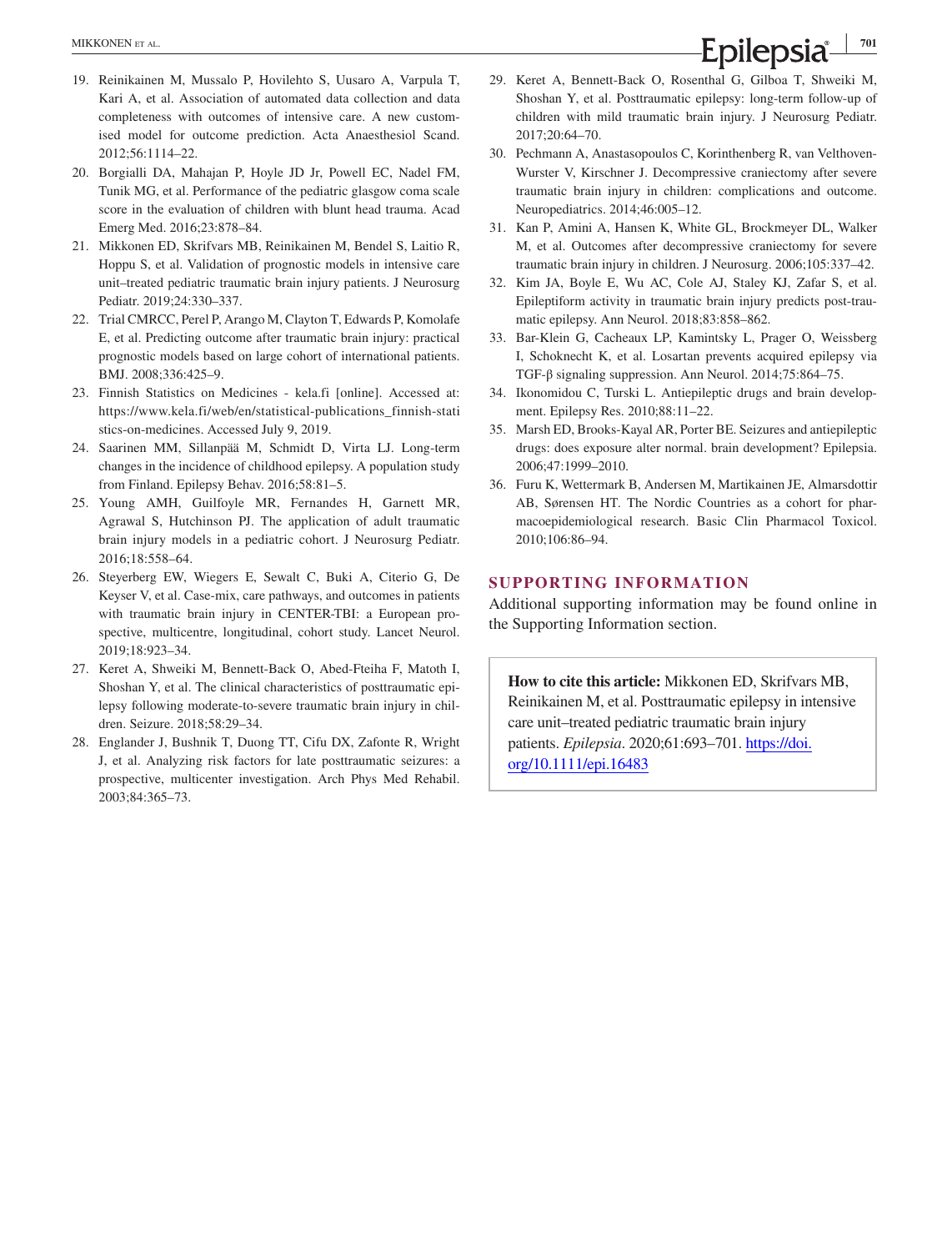19. Reinikainen M, Mussalo P, Hovilehto S, Uusaro A, Varpula T, Kari A, et al. Association of automated data collection and data completeness with outcomes of intensive care. A new customised model for outcome prediction. Acta Anaesthesiol Scand. 2012;56:1114–22.
20. Borgialli DA, Mahajan P, Hoyle JD Jr, Powell EC, Nadel FM, Tunik MG, et al. Performance of the pediatric glasgow coma scale score in the evaluation of children with blunt head trauma. Acad Emerg Med. 2016;23:878–84.
21. Mikkonen ED, Skrifvars MB, Reinikainen M, Bendel S, Laitio R, Hoppu S, et al. Validation of prognostic models in intensive care unit–treated pediatric traumatic brain injury patients. J Neurosurg Pediatr. 2019;24:330–337.
22. Trial CMRCC, Perel P, Arango M, Clayton T, Edwards P, Komolafe E, et al. Predicting outcome after traumatic brain injury: practical prognostic models based on large cohort of international patients. BMJ. 2008;336:425–9.
23. Finnish Statistics on Medicines - kela.fi [online]. Accessed at: https://www.kela.fi/web/en/statistical-publications_finnish-statistics-on-medicines. Accessed July 9, 2019.
24. Saarinen MM, Sillanpää M, Schmidt D, Virta LJ. Long-term changes in the incidence of childhood epilepsy. A population study from Finland. Epilepsy Behav. 2016;58:81–5.
25. Young AMH, Guilfoyle MR, Fernandes H, Garnett MR, Agrawal S, Hutchinson PJ. The application of adult traumatic brain injury models in a pediatric cohort. J Neurosurg Pediatr. 2016;18:558–64.
26. Steyerberg EW, Wiegers E, Sewalt C, Buki A, Citerio G, De Keyser V, et al. Case-mix, care pathways, and outcomes in patients with traumatic brain injury in CENTER-TBI: a European prospective, multicentre, longitudinal, cohort study. Lancet Neurol. 2019;18:923–34.
27. Keret A, Shweiki M, Bennett-Back O, Abed-Fteiha F, Matoth I, Shoshan Y, et al. The clinical characteristics of posttraumatic epilepsy following moderate-to-severe traumatic brain injury in children. Seizure. 2018;58:29–34.
28. Englander J, Bushnik T, Duong TT, Cifu DX, Zafonte R, Wright J, et al. Analyzing risk factors for late posttraumatic seizures: a prospective, multicenter investigation. Arch Phys Med Rehabil. 2003;84:365–73.
29. Keret A, Bennett-Back O, Rosenthal G, Gilboa T, Shweiki M, Shoshan Y, et al. Posttraumatic epilepsy: long-term follow-up of children with mild traumatic brain injury. J Neurosurg Pediatr. 2017;20:64–70.
30. Pechmann A, Anastasopoulos C, Korinthenberg R, van Velthoven-Wurster V, Kirschner J. Decompressive craniectomy after severe traumatic brain injury in children: complications and outcome. Neuropediatrics. 2014;46:005–12.
31. Kan P, Amini A, Hansen K, White GL, Brockmeyer DL, Walker M, et al. Outcomes after decompressive craniectomy for severe traumatic brain injury in children. J Neurosurg. 2006;105:337–42.
32. Kim JA, Boyle E, Wu AC, Cole AJ, Staley KJ, Zafar S, et al. Epileptiform activity in traumatic brain injury predicts post-traumatic epilepsy. Ann Neurol. 2018;83:858–862.
33. Bar-Klein G, Cacheaux LP, Kamintsky L, Prager O, Weissberg I, Schoknecht K, et al. Losartan prevents acquired epilepsy via TGF-β signaling suppression. Ann Neurol. 2014;75:864–75.
34. Ikonomidou C, Turski L. Antiepileptic drugs and brain development. Epilepsy Res. 2010;88:11–22.
35. Marsh ED, Brooks-Kayal AR, Porter BE. Seizures and antiepileptic drugs: does exposure alter normal. brain development? Epilepsia. 2006;47:1999–2010.
36. Furu K, Wettermark B, Andersen M, Martikainen JE, Almarsdottir AB, Sørensen HT. The Nordic Countries as a cohort for pharmacoepidemiological research. Basic Clin Pharmacol Toxicol. 2010;106:86–94.

## SUPPORTING INFORMATION

Additional supporting information may be found online in the Supporting Information section.

**How to cite this article:** Mikkonen ED, Skrifvars MB, Reinikainen M, et al. Posttraumatic epilepsy in intensive care unit–treated pediatric traumatic brain injury patients. *Epilepsia*. 2020;61:693–701. https://doi.org/10.1111/epi.16483